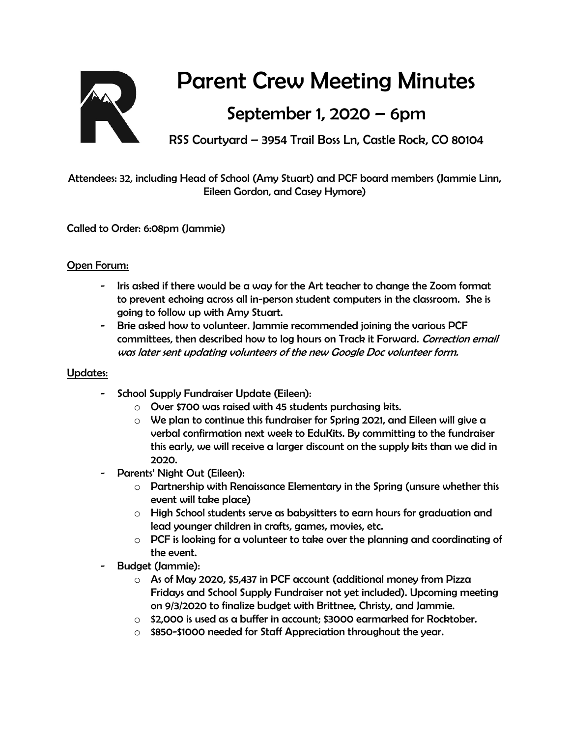# Parent Crew Meeting Minutes

## September 1, 2020 – 6pm

RSS Courtyard – 3954 Trail Boss Ln, Castle Rock, CO 80104

Attendees: 32, including Head of School (Amy Stuart) and PCF board members (Jammie Linn, Eileen Gordon, and Casey Hymore)

Called to Order: 6:08pm (Jammie)

Open Forum:

- Iris asked if there would be a way for the Art teacher to change the Zoom format to prevent echoing across all in-person student computers in the classroom. She is going to follow up with Amy Stuart.
- Brie asked how to volunteer. Jammie recommended joining the various PCF committees, then described how to log hours on Track it Forward. *Correction email was later sent updating volunteers of the new Google Doc volunteer form.*

Updates:

- School Supply Fundraiser Update (Eileen):
  - Over $700 was raised with 45 students purchasing kits.
  - We plan to continue this fundraiser for Spring 2021, and Eileen will give a verbal confirmation next week to EduKits. By committing to the fundraiser this early, we will receive a larger discount on the supply kits than we did in 2020.
- Parents' Night Out (Eileen):
  - Partnership with Renaissance Elementary in the Spring (unsure whether this event will take place)
  - High School students serve as babysitters to earn hours for graduation and lead younger children in crafts, games, movies, etc.
  - PCF is looking for a volunteer to take over the planning and coordinating of the event.
- Budget (Jammie):
  - As of May 2020, $5,437 in PCF account (additional money from Pizza Fridays and School Supply Fundraiser not yet included). Upcoming meeting on 9/3/2020 to finalize budget with Brittnee, Christy, and Jammie.
  - $2,000 is used as a buffer in account; $3000 earmarked for Rocktober.
  - $850-$1000 needed for Staff Appreciation throughout the year.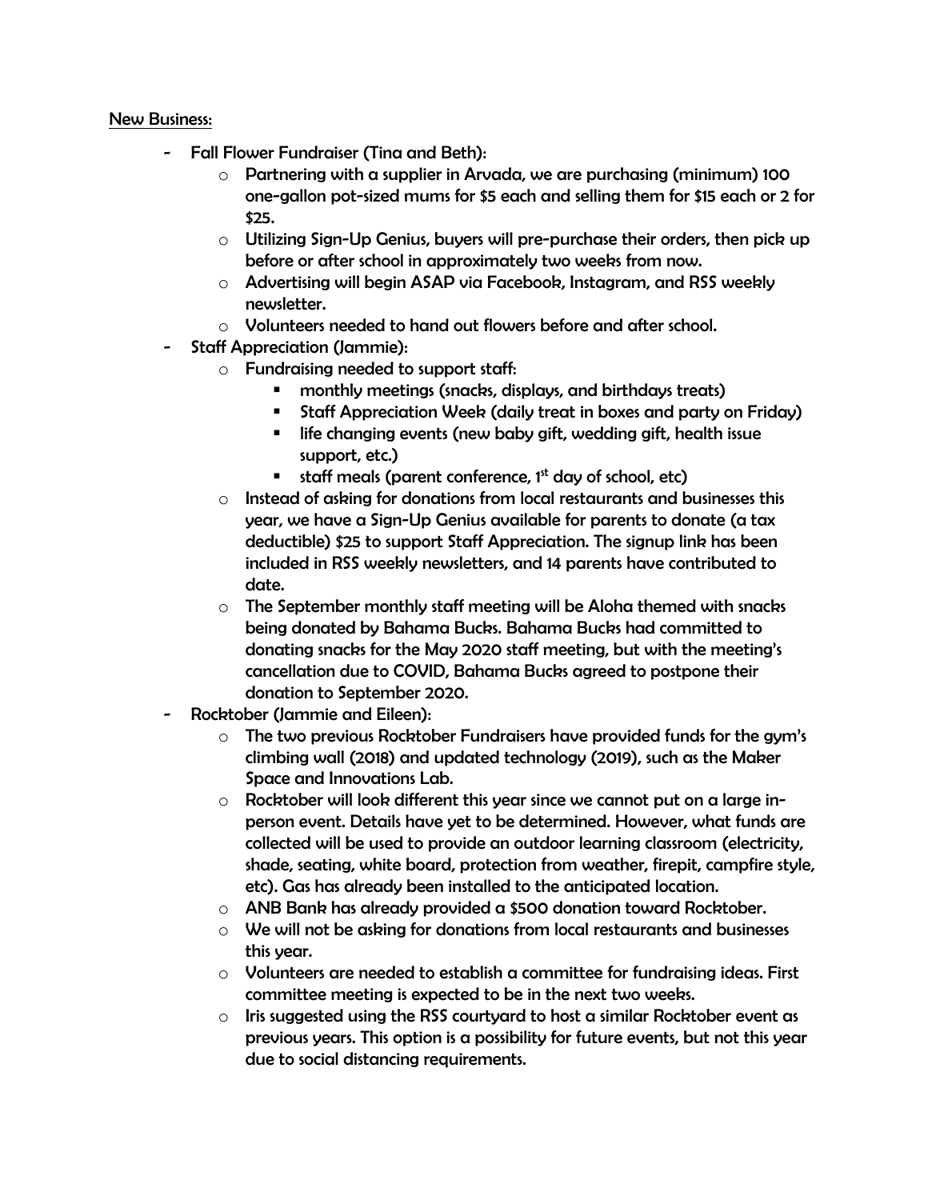New Business:

- Fall Flower Fundraiser (Tina and Beth):
  - Partnering with a supplier in Arvada, we are purchasing (minimum) 100 one-gallon pot-sized mums for $5 each and selling them for $15 each or 2 for $25.
  - Utilizing Sign-Up Genius, buyers will pre-purchase their orders, then pick up before or after school in approximately two weeks from now.
  - Advertising will begin ASAP via Facebook, Instagram, and RSS weekly newsletter.
  - Volunteers needed to hand out flowers before and after school.
- Staff Appreciation (Jammie):
  - Fundraising needed to support staff:
    - monthly meetings (snacks, displays, and birthdays treats)
    - Staff Appreciation Week (daily treat in boxes and party on Friday)
    - life changing events (new baby gift, wedding gift, health issue support, etc.)
    - staff meals (parent conference, 1st day of school, etc)
  - Instead of asking for donations from local restaurants and businesses this year, we have a Sign-Up Genius available for parents to donate (a tax deductible) $25 to support Staff Appreciation. The signup link has been included in RSS weekly newsletters, and 14 parents have contributed to date.
  - The September monthly staff meeting will be Aloha themed with snacks being donated by Bahama Bucks. Bahama Bucks had committed to donating snacks for the May 2020 staff meeting, but with the meeting's cancellation due to COVID, Bahama Bucks agreed to postpone their donation to September 2020.
- Rocktober (Jammie and Eileen):
  - The two previous Rocktober Fundraisers have provided funds for the gym's climbing wall (2018) and updated technology (2019), such as the Maker Space and Innovations Lab.
  - Rocktober will look different this year since we cannot put on a large in-person event. Details have yet to be determined. However, what funds are collected will be used to provide an outdoor learning classroom (electricity, shade, seating, white board, protection from weather, firepit, campfire style, etc). Gas has already been installed to the anticipated location.
  - ANB Bank has already provided a $500 donation toward Rocktober.
  - We will not be asking for donations from local restaurants and businesses this year.
  - Volunteers are needed to establish a committee for fundraising ideas. First committee meeting is expected to be in the next two weeks.
  - Iris suggested using the RSS courtyard to host a similar Rocktober event as previous years. This option is a possibility for future events, but not this year due to social distancing requirements.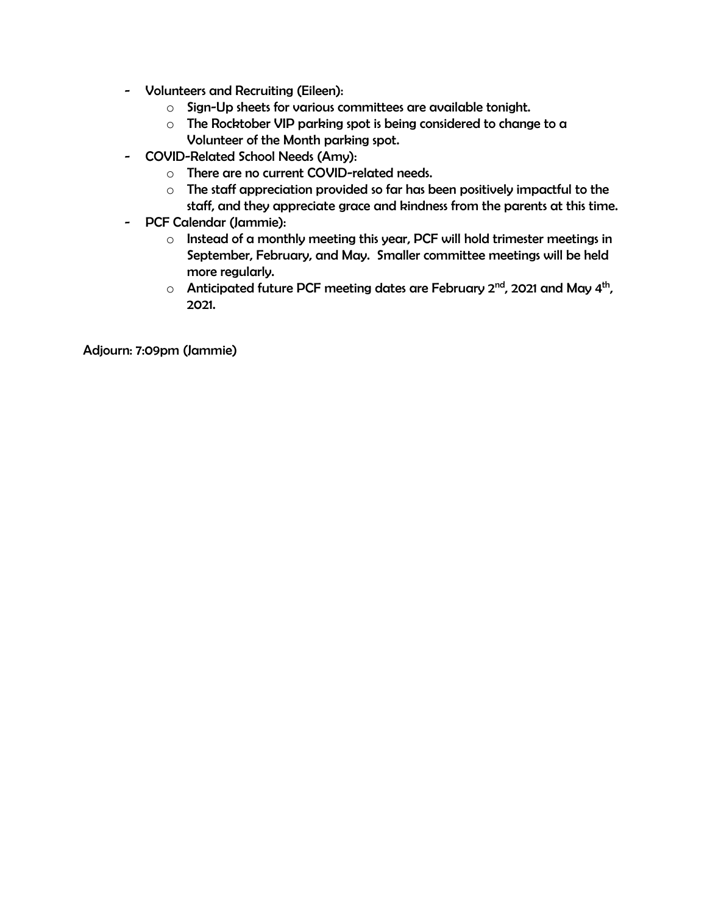- Volunteers and Recruiting (Eileen):
  - Sign-Up sheets for various committees are available tonight.
  - The Rocktober VIP parking spot is being considered to change to a Volunteer of the Month parking spot.
- COVID-Related School Needs (Amy):
  - There are no current COVID-related needs.
  - The staff appreciation provided so far has been positively impactful to the staff, and they appreciate grace and kindness from the parents at this time.
- PCF Calendar (Jammie):
  - Instead of a monthly meeting this year, PCF will hold trimester meetings in September, February, and May. Smaller committee meetings will be held more regularly.
  - Anticipated future PCF meeting dates are February 2nd, 2021 and May 4th, 2021.

Adjourn: 7:09pm (Jammie)